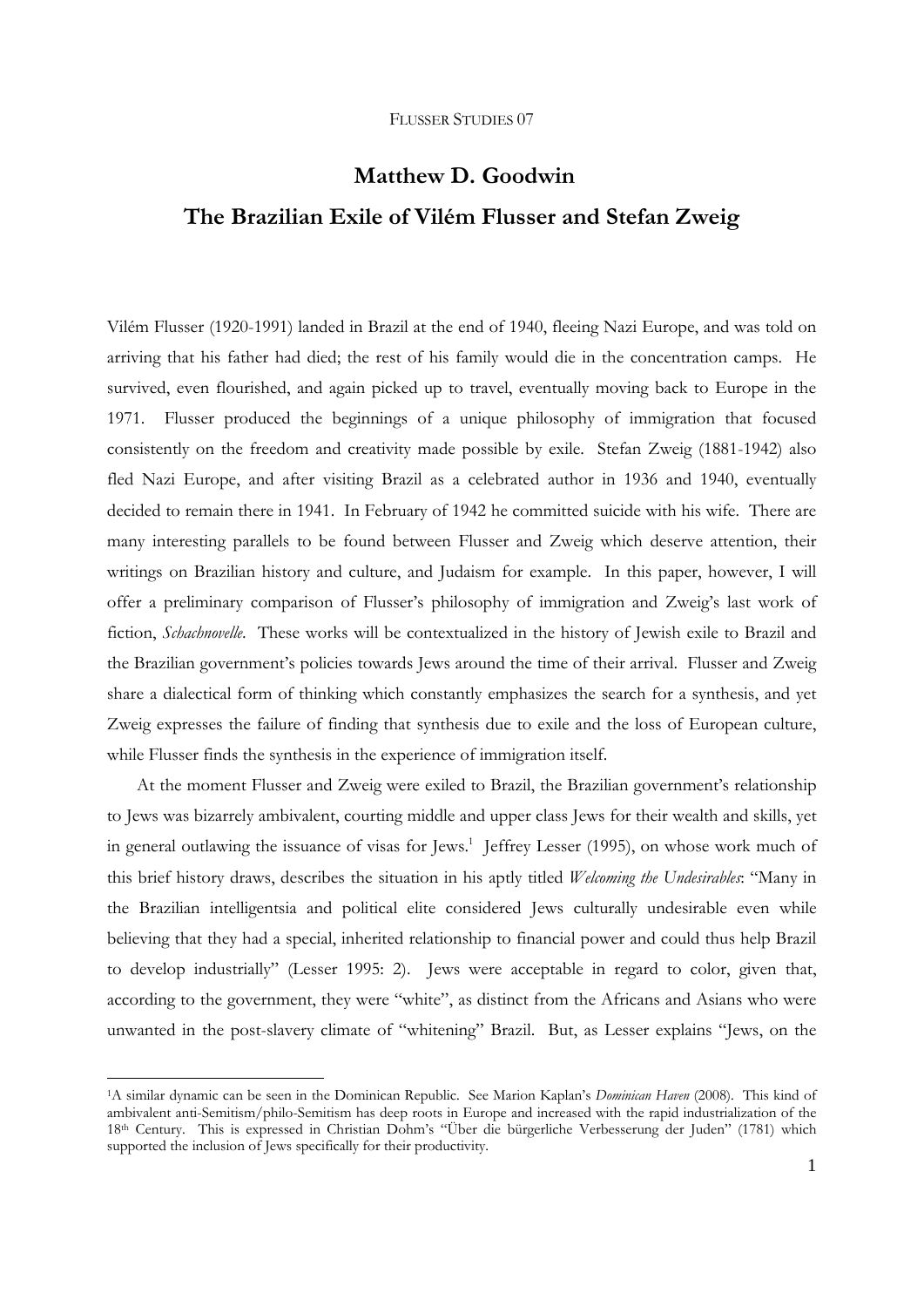# Matthew D. Goodwin

# The Brazilian Exile of Vilém Flusser and Stefan Zweig

Vilém Flusser (1920-1991) landed in Brazil at the end of 1940, fleeing Nazi Europe, and was told on arriving that his father had died; the rest of his family would die in the concentration camps. He survived, even flourished, and again picked up to travel, eventually moving back to Europe in the 1971. Flusser produced the beginnings of a unique philosophy of immigration that focused consistently on the freedom and creativity made possible by exile. Stefan Zweig (1881-1942) also fled Nazi Europe, and after visiting Brazil as a celebrated author in 1936 and 1940, eventually decided to remain there in 1941. In February of 1942 he committed suicide with his wife. There are many interesting parallels to be found between Flusser and Zweig which deserve attention, their writings on Brazilian history and culture, and Judaism for example. In this paper, however, I will offer a preliminary comparison of Flusser's philosophy of immigration and Zweig's last work of fiction, *Schachnovelle*. These works will be contextualized in the history of Jewish exile to Brazil and the Brazilian government's policies towards Jews around the time of their arrival. Flusser and Zweig share a dialectical form of thinking which constantly emphasizes the search for a synthesis, and yet Zweig expresses the failure of finding that synthesis due to exile and the loss of European culture, while Flusser finds the synthesis in the experience of immigration itself.

At the moment Flusser and Zweig were exiled to Brazil, the Brazilian government's relationship to Jews was bizarrely ambivalent, courting middle and upper class Jews for their wealth and skills, yet in general outlawing the issuance of visas for Jews.[1] Jeffrey Lesser (1995), on whose work much of this brief history draws, describes the situation in his aptly titled *Welcoming the Undesirables*: "Many in the Brazilian intelligentsia and political elite considered Jews culturally undesirable even while believing that they had a special, inherited relationship to financial power and could thus help Brazil to develop industrially" (Lesser 1995: 2). Jews were acceptable in regard to color, given that, according to the government, they were "white", as distinct from the Africans and Asians who were unwanted in the post-slavery climate of "whitening" Brazil. But, as Lesser explains "Jews, on the

---

[1] A similar dynamic can be seen in the Dominican Republic. See Marion Kaplan's *Dominican Haven* (2008). This kind of ambivalent anti-Semitism/philo-Semitism has deep roots in Europe and increased with the rapid industrialization of the 18th Century. This is expressed in Christian Dohm's "Über die bürgerliche Verbesserung der Juden" (1781) which supported the inclusion of Jews specifically for their productivity.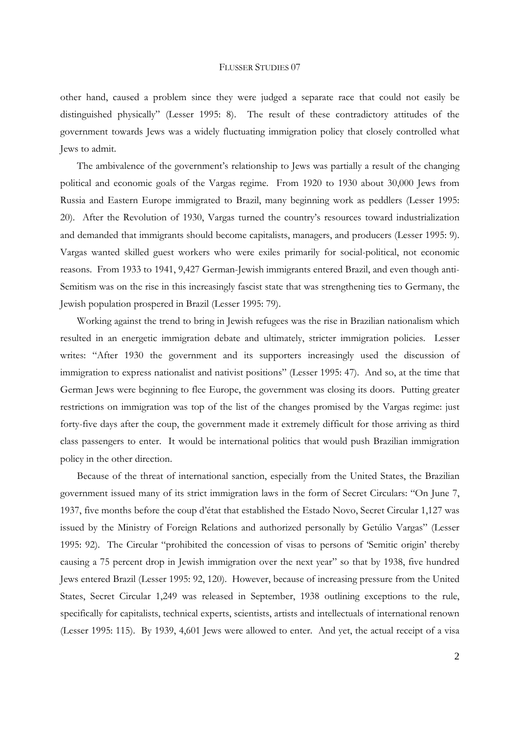other hand, caused a problem since they were judged a separate race that could not easily be distinguished physically" (Lesser 1995: 8). The result of these contradictory attitudes of the government towards Jews was a widely fluctuating immigration policy that closely controlled what Jews to admit.

The ambivalence of the government's relationship to Jews was partially a result of the changing political and economic goals of the Vargas regime. From 1920 to 1930 about 30,000 Jews from Russia and Eastern Europe immigrated to Brazil, many beginning work as peddlers (Lesser 1995: 20). After the Revolution of 1930, Vargas turned the country's resources toward industrialization and demanded that immigrants should become capitalists, managers, and producers (Lesser 1995: 9). Vargas wanted skilled guest workers who were exiles primarily for social-political, not economic reasons. From 1933 to 1941, 9,427 German-Jewish immigrants entered Brazil, and even though anti-Semitism was on the rise in this increasingly fascist state that was strengthening ties to Germany, the Jewish population prospered in Brazil (Lesser 1995: 79).

Working against the trend to bring in Jewish refugees was the rise in Brazilian nationalism which resulted in an energetic immigration debate and ultimately, stricter immigration policies. Lesser writes: "After 1930 the government and its supporters increasingly used the discussion of immigration to express nationalist and nativist positions" (Lesser 1995: 47). And so, at the time that German Jews were beginning to flee Europe, the government was closing its doors. Putting greater restrictions on immigration was top of the list of the changes promised by the Vargas regime: just forty-five days after the coup, the government made it extremely difficult for those arriving as third class passengers to enter. It would be international politics that would push Brazilian immigration policy in the other direction.

Because of the threat of international sanction, especially from the United States, the Brazilian government issued many of its strict immigration laws in the form of Secret Circulars: "On June 7, 1937, five months before the coup d'état that established the Estado Novo, Secret Circular 1,127 was issued by the Ministry of Foreign Relations and authorized personally by Getúlio Vargas" (Lesser 1995: 92). The Circular "prohibited the concession of visas to persons of 'Semitic origin' thereby causing a 75 percent drop in Jewish immigration over the next year" so that by 1938, five hundred Jews entered Brazil (Lesser 1995: 92, 120). However, because of increasing pressure from the United States, Secret Circular 1,249 was released in September, 1938 outlining exceptions to the rule, specifically for capitalists, technical experts, scientists, artists and intellectuals of international renown (Lesser 1995: 115). By 1939, 4,601 Jews were allowed to enter. And yet, the actual receipt of a visa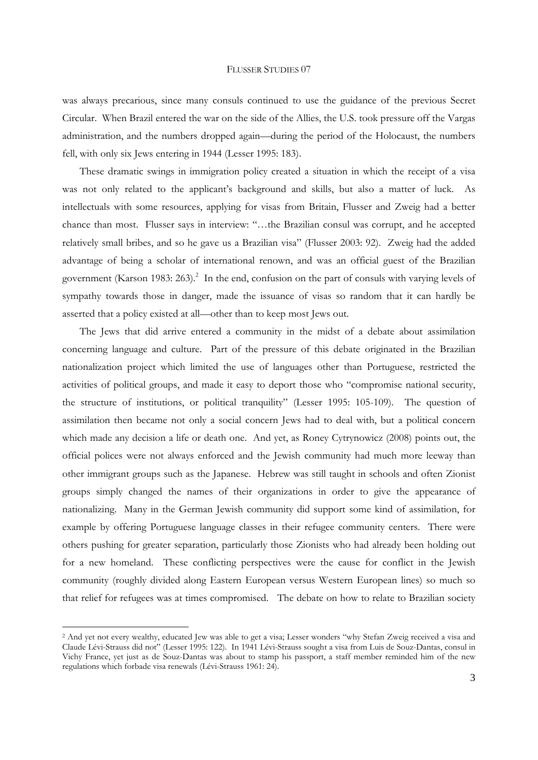was always precarious, since many consuls continued to use the guidance of the previous Secret Circular. When Brazil entered the war on the side of the Allies, the U.S. took pressure off the Vargas administration, and the numbers dropped again—during the period of the Holocaust, the numbers fell, with only six Jews entering in 1944 (Lesser 1995: 183).

These dramatic swings in immigration policy created a situation in which the receipt of a visa was not only related to the applicant's background and skills, but also a matter of luck. As intellectuals with some resources, applying for visas from Britain, Flusser and Zweig had a better chance than most. Flusser says in interview: "…the Brazilian consul was corrupt, and he accepted relatively small bribes, and so he gave us a Brazilian visa" (Flusser 2003: 92). Zweig had the added advantage of being a scholar of international renown, and was an official guest of the Brazilian government (Karson 1983: 263).[2] In the end, confusion on the part of consuls with varying levels of sympathy towards those in danger, made the issuance of visas so random that it can hardly be asserted that a policy existed at all—other than to keep most Jews out.

The Jews that did arrive entered a community in the midst of a debate about assimilation concerning language and culture. Part of the pressure of this debate originated in the Brazilian nationalization project which limited the use of languages other than Portuguese, restricted the activities of political groups, and made it easy to deport those who "compromise national security, the structure of institutions, or political tranquility" (Lesser 1995: 105-109). The question of assimilation then became not only a social concern Jews had to deal with, but a political concern which made any decision a life or death one. And yet, as Roney Cytrynowicz (2008) points out, the official polices were not always enforced and the Jewish community had much more leeway than other immigrant groups such as the Japanese. Hebrew was still taught in schools and often Zionist groups simply changed the names of their organizations in order to give the appearance of nationalizing. Many in the German Jewish community did support some kind of assimilation, for example by offering Portuguese language classes in their refugee community centers. There were others pushing for greater separation, particularly those Zionists who had already been holding out for a new homeland. These conflicting perspectives were the cause for conflict in the Jewish community (roughly divided along Eastern European versus Western European lines) so much so that relief for refugees was at times compromised. The debate on how to relate to Brazilian society

[2] And yet not every wealthy, educated Jew was able to get a visa; Lesser wonders "why Stefan Zweig received a visa and Claude Lévi-Strauss did not" (Lesser 1995: 122). In 1941 Lévi-Strauss sought a visa from Luis de Souz-Dantas, consul in Vichy France, yet just as de Souz-Dantas was about to stamp his passport, a staff member reminded him of the new regulations which forbade visa renewals (Lévi-Strauss 1961: 24).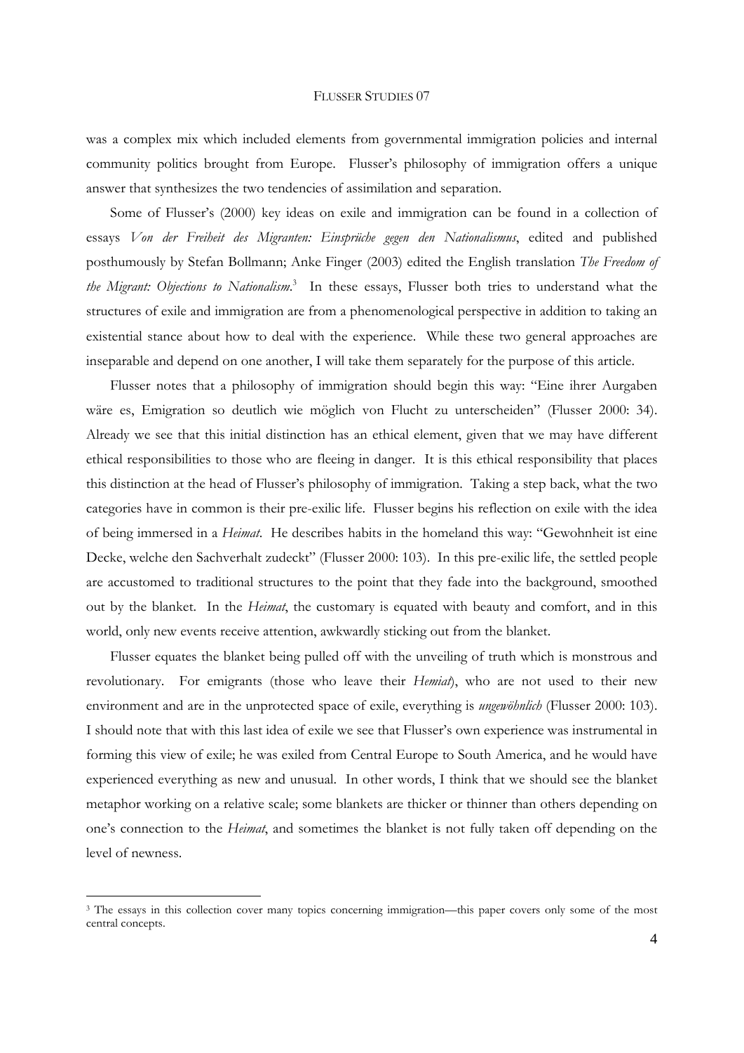was a complex mix which included elements from governmental immigration policies and internal community politics brought from Europe. Flusser's philosophy of immigration offers a unique answer that synthesizes the two tendencies of assimilation and separation.

Some of Flusser's (2000) key ideas on exile and immigration can be found in a collection of essays *Von der Freiheit des Migranten: Einsprüche gegen den Nationalismus*, edited and published posthumously by Stefan Bollmann; Anke Finger (2003) edited the English translation *The Freedom of the Migrant: Objections to Nationalism*.[3] In these essays, Flusser both tries to understand what the structures of exile and immigration are from a phenomenological perspective in addition to taking an existential stance about how to deal with the experience. While these two general approaches are inseparable and depend on one another, I will take them separately for the purpose of this article.

Flusser notes that a philosophy of immigration should begin this way: "Eine ihrer Aurgaben wäre es, Emigration so deutlich wie möglich von Flucht zu unterscheiden" (Flusser 2000: 34). Already we see that this initial distinction has an ethical element, given that we may have different ethical responsibilities to those who are fleeing in danger. It is this ethical responsibility that places this distinction at the head of Flusser's philosophy of immigration. Taking a step back, what the two categories have in common is their pre-exilic life. Flusser begins his reflection on exile with the idea of being immersed in a *Heimat*. He describes habits in the homeland this way: "Gewohnheit ist eine Decke, welche den Sachverhalt zudeckt" (Flusser 2000: 103). In this pre-exilic life, the settled people are accustomed to traditional structures to the point that they fade into the background, smoothed out by the blanket. In the *Heimat*, the customary is equated with beauty and comfort, and in this world, only new events receive attention, awkwardly sticking out from the blanket.

Flusser equates the blanket being pulled off with the unveiling of truth which is monstrous and revolutionary. For emigrants (those who leave their *Hemiat*), who are not used to their new environment and are in the unprotected space of exile, everything is *ungewöhnlich* (Flusser 2000: 103). I should note that with this last idea of exile we see that Flusser's own experience was instrumental in forming this view of exile; he was exiled from Central Europe to South America, and he would have experienced everything as new and unusual. In other words, I think that we should see the blanket metaphor working on a relative scale; some blankets are thicker or thinner than others depending on one's connection to the *Heimat*, and sometimes the blanket is not fully taken off depending on the level of newness.

---

[3] The essays in this collection cover many topics concerning immigration—this paper covers only some of the most central concepts.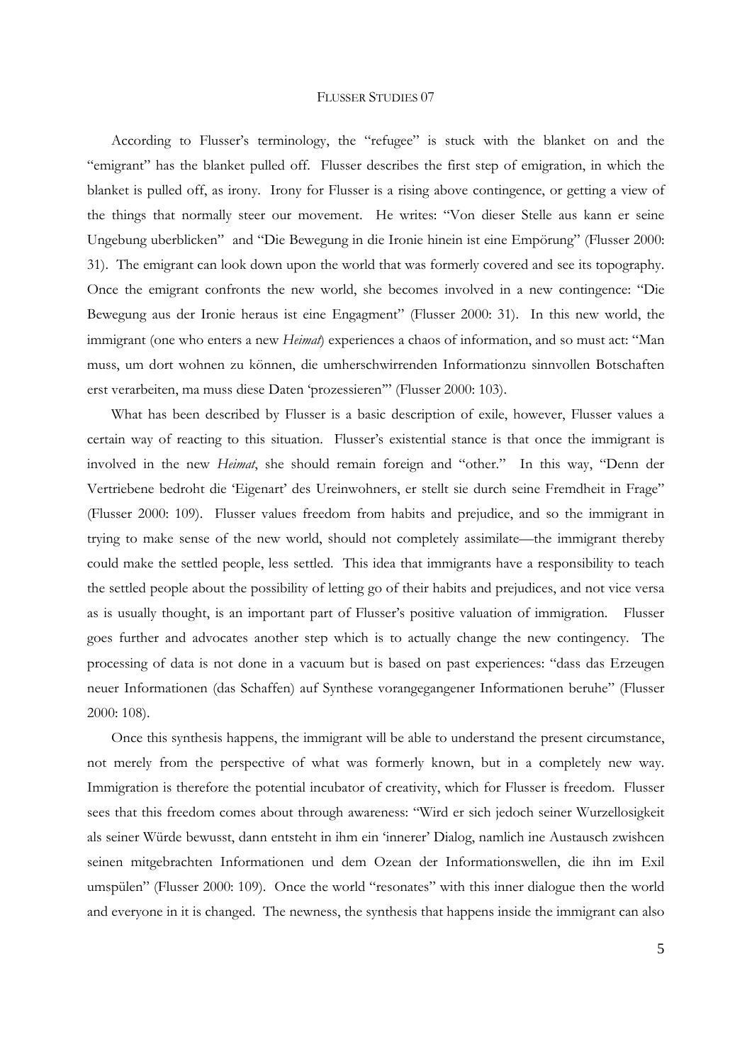According to Flusser's terminology, the "refugee" is stuck with the blanket on and the "emigrant" has the blanket pulled off. Flusser describes the first step of emigration, in which the blanket is pulled off, as irony. Irony for Flusser is a rising above contingence, or getting a view of the things that normally steer our movement. He writes: "Von dieser Stelle aus kann er seine Ungebung uberblicken" and "Die Bewegung in die Ironie hinein ist eine Empörung" (Flusser 2000: 31). The emigrant can look down upon the world that was formerly covered and see its topography. Once the emigrant confronts the new world, she becomes involved in a new contingence: "Die Bewegung aus der Ironie heraus ist eine Engagment" (Flusser 2000: 31). In this new world, the immigrant (one who enters a new *Heimat*) experiences a chaos of information, and so must act: "Man muss, um dort wohnen zu können, die umherschwirrenden Informationzu sinnvollen Botschaften erst verarbeiten, ma muss diese Daten 'prozessieren'" (Flusser 2000: 103).

What has been described by Flusser is a basic description of exile, however, Flusser values a certain way of reacting to this situation. Flusser's existential stance is that once the immigrant is involved in the new *Heimat*, she should remain foreign and "other." In this way, "Denn der Vertriebene bedroht die 'Eigenart' des Ureinwohners, er stellt sie durch seine Fremdheit in Frage" (Flusser 2000: 109). Flusser values freedom from habits and prejudice, and so the immigrant in trying to make sense of the new world, should not completely assimilate—the immigrant thereby could make the settled people, less settled. This idea that immigrants have a responsibility to teach the settled people about the possibility of letting go of their habits and prejudices, and not vice versa as is usually thought, is an important part of Flusser's positive valuation of immigration. Flusser goes further and advocates another step which is to actually change the new contingency. The processing of data is not done in a vacuum but is based on past experiences: "dass das Erzeugen neuer Informationen (das Schaffen) auf Synthese vorangegangener Informationen beruhe" (Flusser 2000: 108).

Once this synthesis happens, the immigrant will be able to understand the present circumstance, not merely from the perspective of what was formerly known, but in a completely new way. Immigration is therefore the potential incubator of creativity, which for Flusser is freedom. Flusser sees that this freedom comes about through awareness: "Wird er sich jedoch seiner Wurzellosigkeit als seiner Würde bewusst, dann entsteht in ihm ein 'innerer' Dialog, namlich ine Austausch zwishcen seinen mitgebrachten Informationen und dem Ozean der Informationswellen, die ihn im Exil umspülen" (Flusser 2000: 109). Once the world "resonates" with this inner dialogue then the world and everyone in it is changed. The newness, the synthesis that happens inside the immigrant can also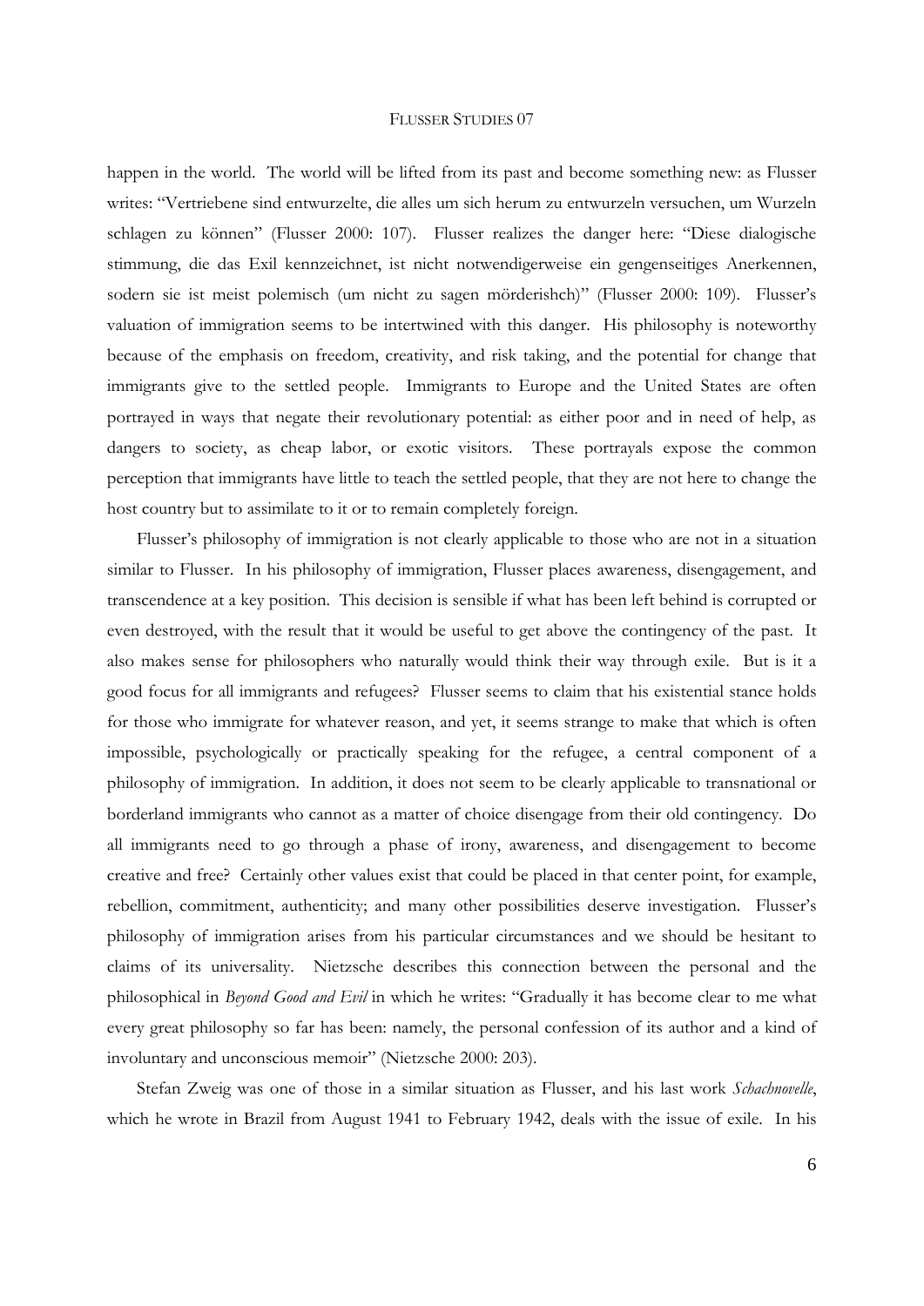happen in the world. The world will be lifted from its past and become something new: as Flusser writes: "Vertriebene sind entwurzelte, die alles um sich herum zu entwurzeln versuchen, um Wurzeln schlagen zu können" (Flusser 2000: 107). Flusser realizes the danger here: "Diese dialogische stimmung, die das Exil kennzeichnet, ist nicht notwendigerweise ein gengenseitiges Anerkennen, sodern sie ist meist polemisch (um nicht zu sagen mörderishch)" (Flusser 2000: 109). Flusser's valuation of immigration seems to be intertwined with this danger. His philosophy is noteworthy because of the emphasis on freedom, creativity, and risk taking, and the potential for change that immigrants give to the settled people. Immigrants to Europe and the United States are often portrayed in ways that negate their revolutionary potential: as either poor and in need of help, as dangers to society, as cheap labor, or exotic visitors. These portrayals expose the common perception that immigrants have little to teach the settled people, that they are not here to change the host country but to assimilate to it or to remain completely foreign.

Flusser's philosophy of immigration is not clearly applicable to those who are not in a situation similar to Flusser. In his philosophy of immigration, Flusser places awareness, disengagement, and transcendence at a key position. This decision is sensible if what has been left behind is corrupted or even destroyed, with the result that it would be useful to get above the contingency of the past. It also makes sense for philosophers who naturally would think their way through exile. But is it a good focus for all immigrants and refugees? Flusser seems to claim that his existential stance holds for those who immigrate for whatever reason, and yet, it seems strange to make that which is often impossible, psychologically or practically speaking for the refugee, a central component of a philosophy of immigration. In addition, it does not seem to be clearly applicable to transnational or borderland immigrants who cannot as a matter of choice disengage from their old contingency. Do all immigrants need to go through a phase of irony, awareness, and disengagement to become creative and free? Certainly other values exist that could be placed in that center point, for example, rebellion, commitment, authenticity; and many other possibilities deserve investigation. Flusser's philosophy of immigration arises from his particular circumstances and we should be hesitant to claims of its universality. Nietzsche describes this connection between the personal and the philosophical in *Beyond Good and Evil* in which he writes: "Gradually it has become clear to me what every great philosophy so far has been: namely, the personal confession of its author and a kind of involuntary and unconscious memoir" (Nietzsche 2000: 203).

Stefan Zweig was one of those in a similar situation as Flusser, and his last work *Schachnovelle*, which he wrote in Brazil from August 1941 to February 1942, deals with the issue of exile. In his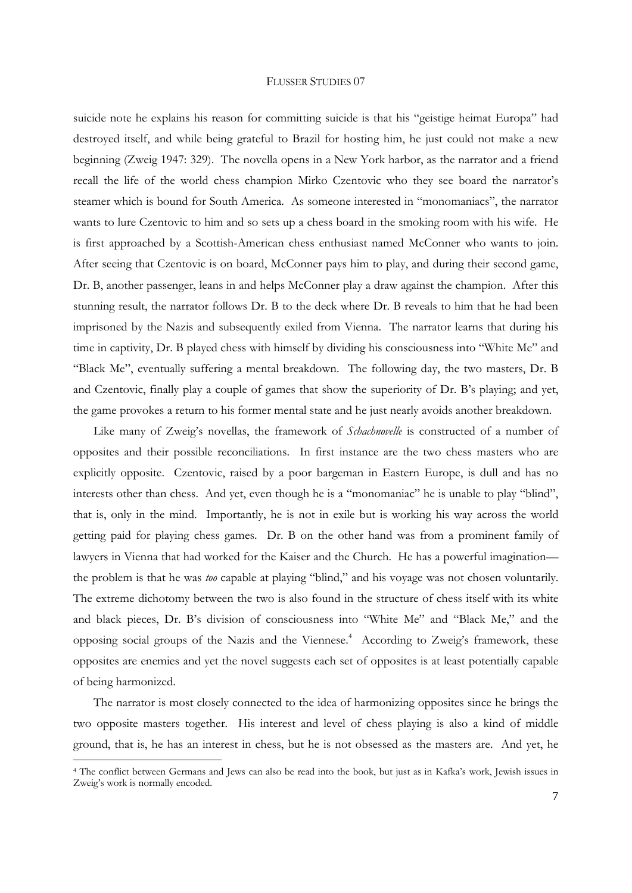suicide note he explains his reason for committing suicide is that his "geistige heimat Europa" had destroyed itself, and while being grateful to Brazil for hosting him, he just could not make a new beginning (Zweig 1947: 329). The novella opens in a New York harbor, as the narrator and a friend recall the life of the world chess champion Mirko Czentovic who they see board the narrator's steamer which is bound for South America. As someone interested in "monomaniacs", the narrator wants to lure Czentovic to him and so sets up a chess board in the smoking room with his wife. He is first approached by a Scottish-American chess enthusiast named McConner who wants to join. After seeing that Czentovic is on board, McConner pays him to play, and during their second game, Dr. B, another passenger, leans in and helps McConner play a draw against the champion. After this stunning result, the narrator follows Dr. B to the deck where Dr. B reveals to him that he had been imprisoned by the Nazis and subsequently exiled from Vienna. The narrator learns that during his time in captivity, Dr. B played chess with himself by dividing his consciousness into "White Me" and "Black Me", eventually suffering a mental breakdown. The following day, the two masters, Dr. B and Czentovic, finally play a couple of games that show the superiority of Dr. B's playing; and yet, the game provokes a return to his former mental state and he just nearly avoids another breakdown.

Like many of Zweig's novellas, the framework of *Schachnovelle* is constructed of a number of opposites and their possible reconciliations. In first instance are the two chess masters who are explicitly opposite. Czentovic, raised by a poor bargeman in Eastern Europe, is dull and has no interests other than chess. And yet, even though he is a "monomaniac" he is unable to play "blind", that is, only in the mind. Importantly, he is not in exile but is working his way across the world getting paid for playing chess games. Dr. B on the other hand was from a prominent family of lawyers in Vienna that had worked for the Kaiser and the Church. He has a powerful imagination—the problem is that he was *too* capable at playing "blind," and his voyage was not chosen voluntarily. The extreme dichotomy between the two is also found in the structure of chess itself with its white and black pieces, Dr. B's division of consciousness into "White Me" and "Black Me," and the opposing social groups of the Nazis and the Viennese.[4] According to Zweig's framework, these opposites are enemies and yet the novel suggests each set of opposites is at least potentially capable of being harmonized.

The narrator is most closely connected to the idea of harmonizing opposites since he brings the two opposite masters together. His interest and level of chess playing is also a kind of middle ground, that is, he has an interest in chess, but he is not obsessed as the masters are. And yet, he

[4] The conflict between Germans and Jews can also be read into the book, but just as in Kafka's work, Jewish issues in Zweig's work is normally encoded.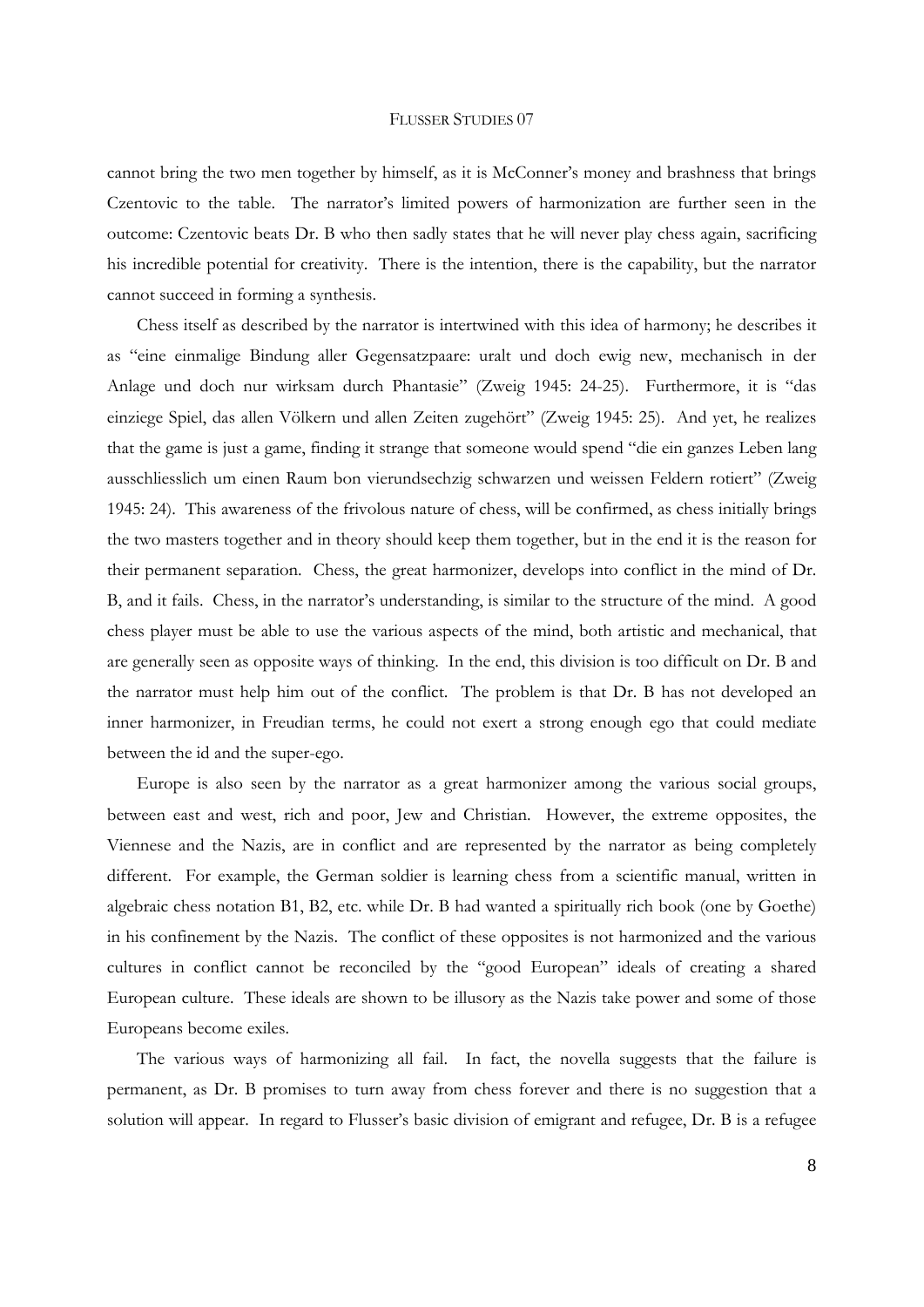cannot bring the two men together by himself, as it is McConner's money and brashness that brings Czentovic to the table. The narrator's limited powers of harmonization are further seen in the outcome: Czentovic beats Dr. B who then sadly states that he will never play chess again, sacrificing his incredible potential for creativity. There is the intention, there is the capability, but the narrator cannot succeed in forming a synthesis.

Chess itself as described by the narrator is intertwined with this idea of harmony; he describes it as "eine einmalige Bindung aller Gegensatzpaare: uralt und doch ewig new, mechanisch in der Anlage und doch nur wirksam durch Phantasie" (Zweig 1945: 24-25). Furthermore, it is "das einziege Spiel, das allen Völkern und allen Zeiten zugehört" (Zweig 1945: 25). And yet, he realizes that the game is just a game, finding it strange that someone would spend "die ein ganzes Leben lang ausschliesslich um einen Raum bon vierundsechzig schwarzen und weissen Feldern rotiert" (Zweig 1945: 24). This awareness of the frivolous nature of chess, will be confirmed, as chess initially brings the two masters together and in theory should keep them together, but in the end it is the reason for their permanent separation. Chess, the great harmonizer, develops into conflict in the mind of Dr. B, and it fails. Chess, in the narrator's understanding, is similar to the structure of the mind. A good chess player must be able to use the various aspects of the mind, both artistic and mechanical, that are generally seen as opposite ways of thinking. In the end, this division is too difficult on Dr. B and the narrator must help him out of the conflict. The problem is that Dr. B has not developed an inner harmonizer, in Freudian terms, he could not exert a strong enough ego that could mediate between the id and the super-ego.

Europe is also seen by the narrator as a great harmonizer among the various social groups, between east and west, rich and poor, Jew and Christian. However, the extreme opposites, the Viennese and the Nazis, are in conflict and are represented by the narrator as being completely different. For example, the German soldier is learning chess from a scientific manual, written in algebraic chess notation B1, B2, etc. while Dr. B had wanted a spiritually rich book (one by Goethe) in his confinement by the Nazis. The conflict of these opposites is not harmonized and the various cultures in conflict cannot be reconciled by the "good European" ideals of creating a shared European culture. These ideals are shown to be illusory as the Nazis take power and some of those Europeans become exiles.

The various ways of harmonizing all fail. In fact, the novella suggests that the failure is permanent, as Dr. B promises to turn away from chess forever and there is no suggestion that a solution will appear. In regard to Flusser's basic division of emigrant and refugee, Dr. B is a refugee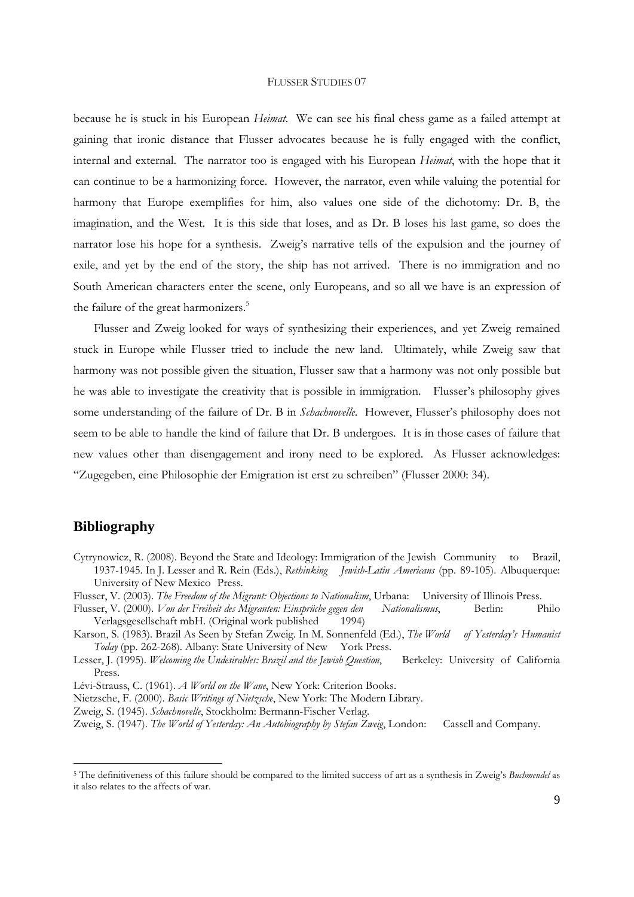because he is stuck in his European *Heimat*. We can see his final chess game as a failed attempt at gaining that ironic distance that Flusser advocates because he is fully engaged with the conflict, internal and external. The narrator too is engaged with his European *Heimat*, with the hope that it can continue to be a harmonizing force. However, the narrator, even while valuing the potential for harmony that Europe exemplifies for him, also values one side of the dichotomy: Dr. B, the imagination, and the West. It is this side that loses, and as Dr. B loses his last game, so does the narrator lose his hope for a synthesis. Zweig's narrative tells of the expulsion and the journey of exile, and yet by the end of the story, the ship has not arrived. There is no immigration and no South American characters enter the scene, only Europeans, and so all we have is an expression of the failure of the great harmonizers.[5]

Flusser and Zweig looked for ways of synthesizing their experiences, and yet Zweig remained stuck in Europe while Flusser tried to include the new land. Ultimately, while Zweig saw that harmony was not possible given the situation, Flusser saw that a harmony was not only possible but he was able to investigate the creativity that is possible in immigration. Flusser's philosophy gives some understanding of the failure of Dr. B in *Schachnovelle*. However, Flusser's philosophy does not seem to be able to handle the kind of failure that Dr. B undergoes. It is in those cases of failure that new values other than disengagement and irony need to be explored. As Flusser acknowledges: "Zugegeben, eine Philosophie der Emigration ist erst zu schreiben" (Flusser 2000: 34).

## Bibliography

Cytrynowicz, R. (2008). Beyond the State and Ideology: Immigration of the Jewish Community to Brazil, 1937-1945. In J. Lesser and R. Rein (Eds.), *Rethinking Jewish-Latin Americans* (pp. 89-105). Albuquerque: University of New Mexico Press.

Flusser, V. (2003). *The Freedom of the Migrant: Objections to Nationalism*, Urbana: University of Illinois Press.

Flusser, V. (2000). *Von der Freiheit des Migranten: Einsprüche gegen den Nationalismus*, Berlin: Philo Verlagsgesellschaft mbH. (Original work published 1994)

Karson, S. (1983). Brazil As Seen by Stefan Zweig. In M. Sonnenfeld (Ed.), *The World of Yesterday's Humanist Today* (pp. 262-268). Albany: State University of New York Press.

Lesser, J. (1995). *Welcoming the Undesirables: Brazil and the Jewish Question*, Berkeley: University of California Press.

Lévi-Strauss, C. (1961). *A World on the Wane*, New York: Criterion Books.

Nietzsche, F. (2000). *Basic Writings of Nietzsche*, New York: The Modern Library.

Zweig, S. (1945). *Schachnovelle*, Stockholm: Bermann-Fischer Verlag.

Zweig, S. (1947). *The World of Yesterday: An Autobiography by Stefan Zweig*, London: Cassell and Company.

[5] The definitiveness of this failure should be compared to the limited success of art as a synthesis in Zweig's *Buchmendel* as it also relates to the affects of war.